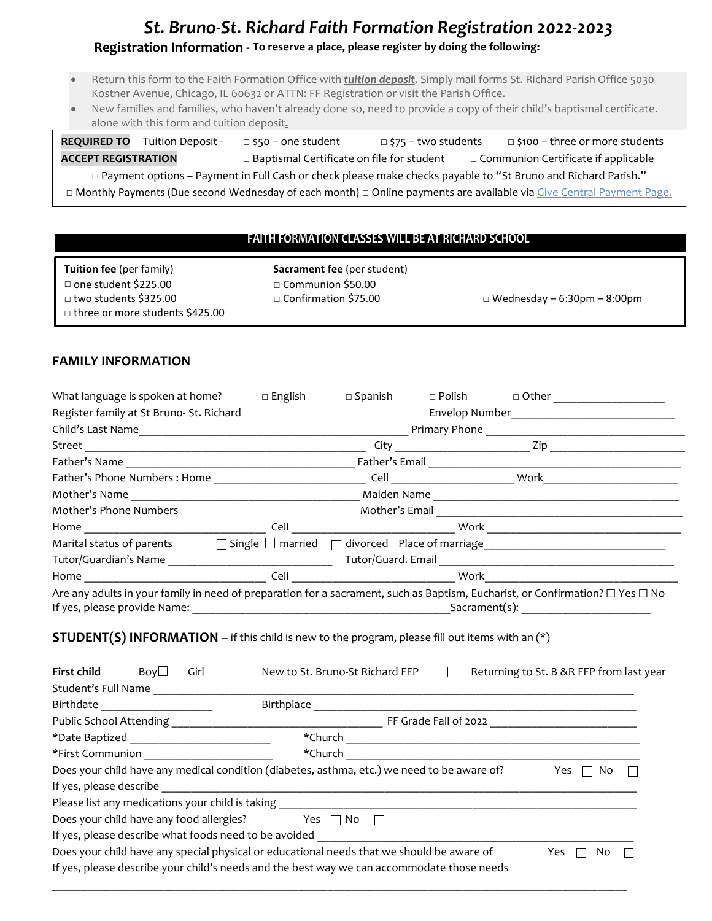# *St. Bruno-St. Richard Faith Formation Registration 2022-2023*

**Registration Information - To reserve a place, please register by doing the following:**

- Return this form to the Faith Formation Office with ***tuition deposit***. Simply mail forms St. Richard Parish Office 5030 Kostner Avenue, Chicago, IL 60632 or ATTN: FF Registration or visit the Parish Office.
- New families and families, who haven't already done so, need to provide a copy of their child's baptismal certificate. alone with this form and tuition deposit.

**REQUIRED TO ACCEPT REGISTRATION** Tuition Deposit - □ $50 – one student □ $75 – two students □ $100 – three or more students
□ Baptismal Certificate on file for student □ Communion Certificate if applicable
□ Payment options – Payment in Full Cash or check please make checks payable to "St Bruno and Richard Parish."
□ Monthly Payments (Due second Wednesday of each month) □ Online payments are available via Give Central Payment Page.

**FAITH FORMATION CLASSES WILL BE AT RICHARD SCHOOL**

| **Tuition fee** (per family) | **Sacrament fee** (per student) | |
|---|---|---|
| □ one student $225.00 | □ Communion $50.00 | |
| □ two students $325.00 | □ Confirmation $75.00 | □ Wednesday – 6:30pm – 8:00pm |
| □ three or more students $425.00 | | |

## FAMILY INFORMATION

What language is spoken at home? □ English □ Spanish □ Polish □ Other ___________________

Register family at St Bruno- St. Richard Envelop Number____________________________

Child's Last Name_____________________________________________ Primary Phone ______________________________

Street ____________________________________________ City ______________________ Zip ______________________

Father's Name __________________________________ Father's Email ________________________________________

Father's Phone Numbers : Home ________________________ Cell ___________________ Work______________________

Mother's Name __________________________________ Maiden Name ________________________________________

Mother's Phone Numbers Mother's Email ________________________________________

Home ___________________________ Cell ________________________ Work ____________________________

Marital status of parents ☐ Single ☐ married ☐ divorced Place of marriage____________________________

Tutor/Guardian's Name ___________________________ Tutor/Guard. Email ____________________________________

Home ___________________________ Cell ________________________ Work____________________________

Are any adults in your family in need of preparation for a sacrament, such as Baptism, Eucharist, or Confirmation? ☐ Yes ☐ No
If yes, please provide Name: __________________________________________Sacrament(s): ______________________

## STUDENT(S) INFORMATION – if this child is new to the program, please fill out items with an (*)

**First child** Boy☐ Girl ☐ ☐ New to St. Bruno-St Richard FFP ☐ Returning to St. B &R FFP from last year

Student's Full Name ________________________________________________________________________

Birthdate __________________ Birthplace ________________________________________________

Public School Attending _______________________________ FF Grade Fall of 2022 ______________________

*Date Baptized ______________________ *Church ____________________________________________

*First Communion ______________________ *Church ____________________________________________

Does your child have any medical condition (diabetes, asthma, etc.) we need to be aware of? Yes ☐ No ☐

If yes, please describe ________________________________________________________________________

Please list any medications your child is taking ______________________________________________________

Does your child have any food allergies? Yes ☐ No ☐

If yes, please describe what foods need to be avoided ____________________________________________

Does your child have any special physical or educational needs that we should be aware of Yes ☐ No ☐

If yes, please describe your child's needs and the best way we can accommodate those needs

______________________________________________________________________________________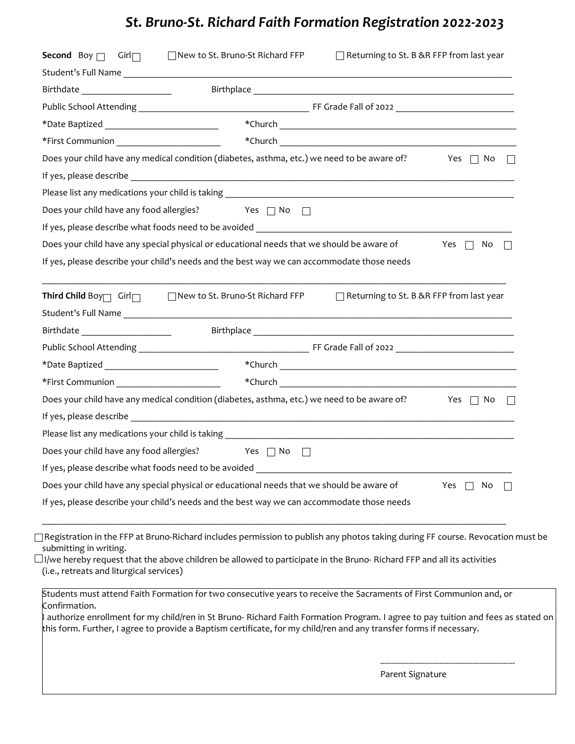# *St. Bruno-St. Richard Faith Formation Registration 2022-2023*

**Second** Boy ☐ Girl ☐ ☐ New to St. Bruno-St Richard FFP ☐ Returning to St. B &R FFP from last year

Student's Full Name ____________________________________________________________

Birthdate ___________________ Birthplace ____________________________________________

Public School Attending ______________________________ FF Grade Fall of 2022 ____________________

*Date Baptized ______________________ *Church ____________________________________________

*First Communion ____________________ *Church ____________________________________________

Does your child have any medical condition (diabetes, asthma, etc.) we need to be aware of? Yes ☐ No ☐

If yes, please describe ____________________________________________________________

Please list any medications your child is taking ____________________________________________

Does your child have any food allergies? Yes ☐ No ☐

If yes, please describe what foods need to be avoided ______________________________________

Does your child have any special physical or educational needs that we should be aware of Yes ☐ No ☐

If yes, please describe your child's needs and the best way we can accommodate those needs

____________________________________________________________________________________

**Third Child** Boy ☐ Girl ☐ ☐ New to St. Bruno-St Richard FFP ☐ Returning to St. B &R FFP from last year

Student's Full Name ____________________________________________________________

Birthdate ___________________ Birthplace ____________________________________________

Public School Attending ______________________________ FF Grade Fall of 2022 ____________________

*Date Baptized ______________________ *Church ____________________________________________

*First Communion ____________________ *Church ____________________________________________

Does your child have any medical condition (diabetes, asthma, etc.) we need to be aware of? Yes ☐ No ☐

If yes, please describe ____________________________________________________________

Please list any medications your child is taking ____________________________________________

Does your child have any food allergies? Yes ☐ No ☐

If yes, please describe what foods need to be avoided ______________________________________

Does your child have any special physical or educational needs that we should be aware of Yes ☐ No ☐

If yes, please describe your child's needs and the best way we can accommodate those needs

____________________________________________________________________________________

☐ Registration in the FFP at Bruno-Richard includes permission to publish any photos taking during FF course. Revocation must be submitting in writing.

☐ I/we hereby request that the above children be allowed to participate in the Bruno- Richard FFP and all its activities (i.e., retreats and liturgical services)

Students must attend Faith Formation for two consecutive years to receive the Sacraments of First Communion and, or Confirmation.

I authorize enrollment for my child/ren in St Bruno- Richard Faith Formation Program. I agree to pay tuition and fees as stated on this form. Further, I agree to provide a Baptism certificate, for my child/ren and any transfer forms if necessary.

---------------------------------------------------------

Parent Signature